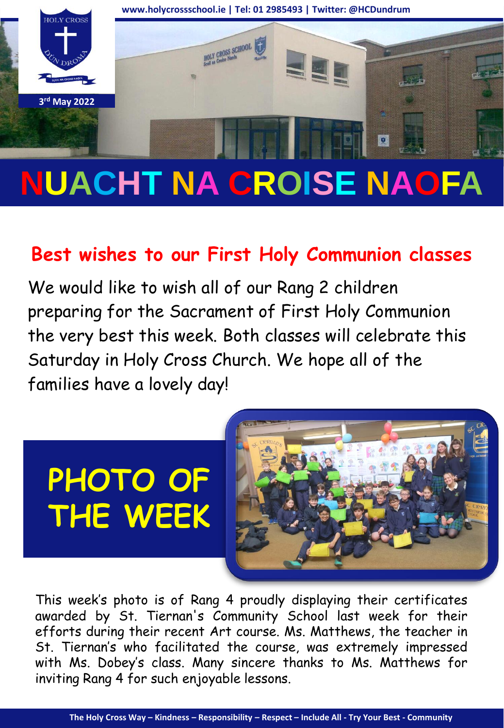www.holycrossschool.ie | Tel: 01 2985493 | Twitter: @HCDundrum

3rd May 2022

# NUACHT NA CROISE NAOFA

## Best wishes to our First Holy Communion classes

We would like to wish all of our Rang 2 children preparing for the Sacrament of First Holy Communion the very best this week. Both classes will celebrate this Saturday in Holy Cross Church. We hope all of the families have a lovely day!

## PHOTO OF THE WEEK

This week's photo is of Rang 4 proudly displaying their certificates awarded by St. Tiernan's Community School last week for their efforts during their recent Art course. Ms. Matthews, the teacher in St. Tiernan's who facilitated the course, was extremely impressed with Ms. Dobey's class. Many sincere thanks to Ms. Matthews for inviting Rang 4 for such enjoyable lessons.

The Holy Cross Way – Kindness – Responsibility – Respect – Include All - Try Your Best - Community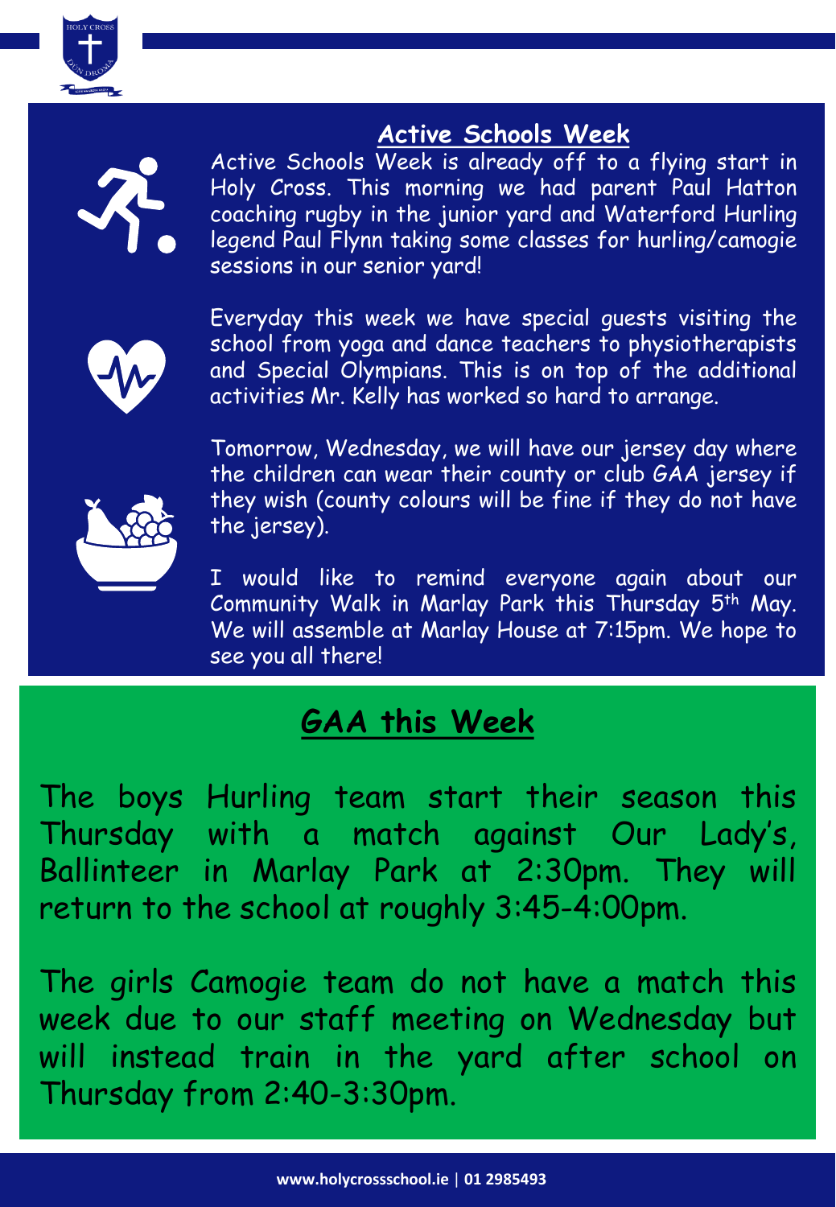## Active Schools Week

Active Schools Week is already off to a flying start in Holy Cross. This morning we had parent Paul Hatton coaching rugby in the junior yard and Waterford Hurling legend Paul Flynn taking some classes for hurling/camogie sessions in our senior yard!

Everyday this week we have special guests visiting the school from yoga and dance teachers to physiotherapists and Special Olympians. This is on top of the additional activities Mr. Kelly has worked so hard to arrange.

Tomorrow, Wednesday, we will have our jersey day where the children can wear their county or club GAA jersey if they wish (county colours will be fine if they do not have the jersey).

I would like to remind everyone again about our Community Walk in Marlay Park this Thursday 5th May. We will assemble at Marlay House at 7:15pm. We hope to see you all there!

## GAA this Week

The boys Hurling team start their season this Thursday with a match against Our Lady's, Ballinteer in Marlay Park at 2:30pm. They will return to the school at roughly 3:45-4:00pm.

The girls Camogie team do not have a match this week due to our staff meeting on Wednesday but will instead train in the yard after school on Thursday from 2:40-3:30pm.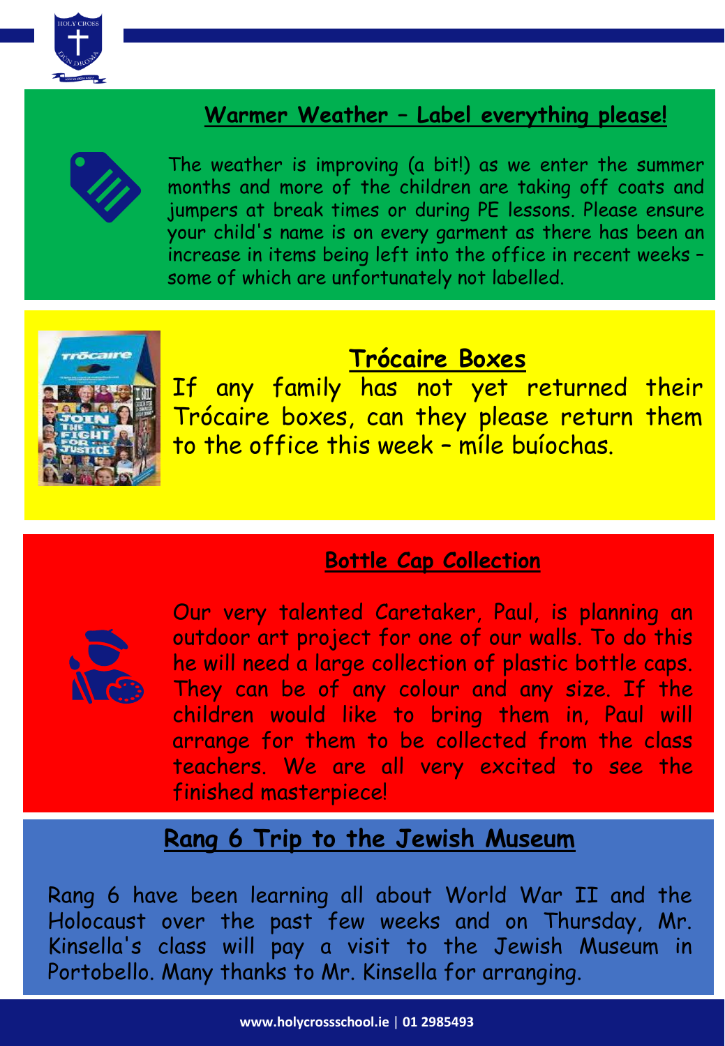## Warmer Weather – Label everything please!

The weather is improving (a bit!) as we enter the summer months and more of the children are taking off coats and jumpers at break times or during PE lessons. Please ensure your child's name is on every garment as there has been an increase in items being left into the office in recent weeks – some of which are unfortunately not labelled.

## Trócaire Boxes

If any family has not yet returned their Trócaire boxes, can they please return them to the office this week – míle buíochas.

## Bottle Cap Collection

Our very talented Caretaker, Paul, is planning an outdoor art project for one of our walls. To do this he will need a large collection of plastic bottle caps. They can be of any colour and any size. If the children would like to bring them in, Paul will arrange for them to be collected from the class teachers. We are all very excited to see the finished masterpiece!

## Rang 6 Trip to the Jewish Museum

Rang 6 have been learning all about World War II and the Holocaust over the past few weeks and on Thursday, Mr. Kinsella's class will pay a visit to the Jewish Museum in Portobello. Many thanks to Mr. Kinsella for arranging.

www.holycrossschool.ie | 01 2985493